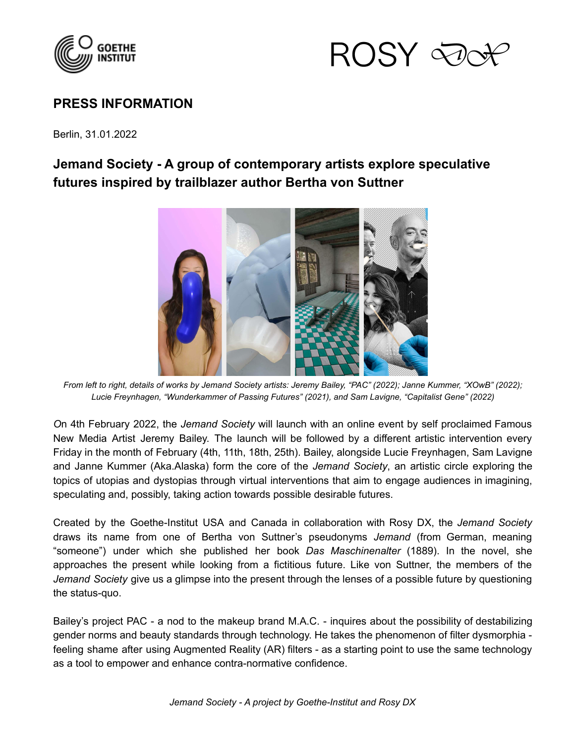## PRESS INFORMATION

Berlin, 31.01.2022

### Jemand Society - A group of contemporary artists explore speculative futures inspired by trailblazer author Bertha von Suttner

*From left to right, details of works by Jemand Society artists: Jeremy Bailey, "PAC" (2022); Janne Kummer, "XOwB" (2022); Lucie Freynhagen, "Wunderkammer of Passing Futures" (2021), and Sam Lavigne, "Capitalist Gene" (2022)*

*O*n 4th February 2022, the *Jemand Society* will launch with an online event by self proclaimed Famous New Media Artist Jeremy Bailey. The launch will be followed by a different artistic intervention every Friday in the month of February (4th, 11th, 18th, 25th). Bailey, alongside Lucie Freynhagen, Sam Lavigne and Janne Kummer (Aka.Alaska) form the core of the *Jemand Society*, an artistic circle exploring the topics of utopias and dystopias through virtual interventions that aim to engage audiences in imagining, speculating and, possibly, taking action towards possible desirable futures.

Created by the Goethe-Institut USA and Canada in collaboration with Rosy DX, the *Jemand Society* draws its name from one of Bertha von Suttner's pseudonyms *Jemand* (from German, meaning "someone") under which she published her book *Das Maschinenalter* (1889). In the novel, she approaches the present while looking from a fictitious future. Like von Suttner, the members of the *Jemand Society* give us a glimpse into the present through the lenses of a possible future by questioning the status-quo.

Bailey's project PAC - a nod to the makeup brand M.A.C. - inquires about the possibility of destabilizing gender norms and beauty standards through technology. He takes the phenomenon of filter dysmorphia - feeling shame after using Augmented Reality (AR) filters - as a starting point to use the same technology as a tool to empower and enhance contra-normative confidence.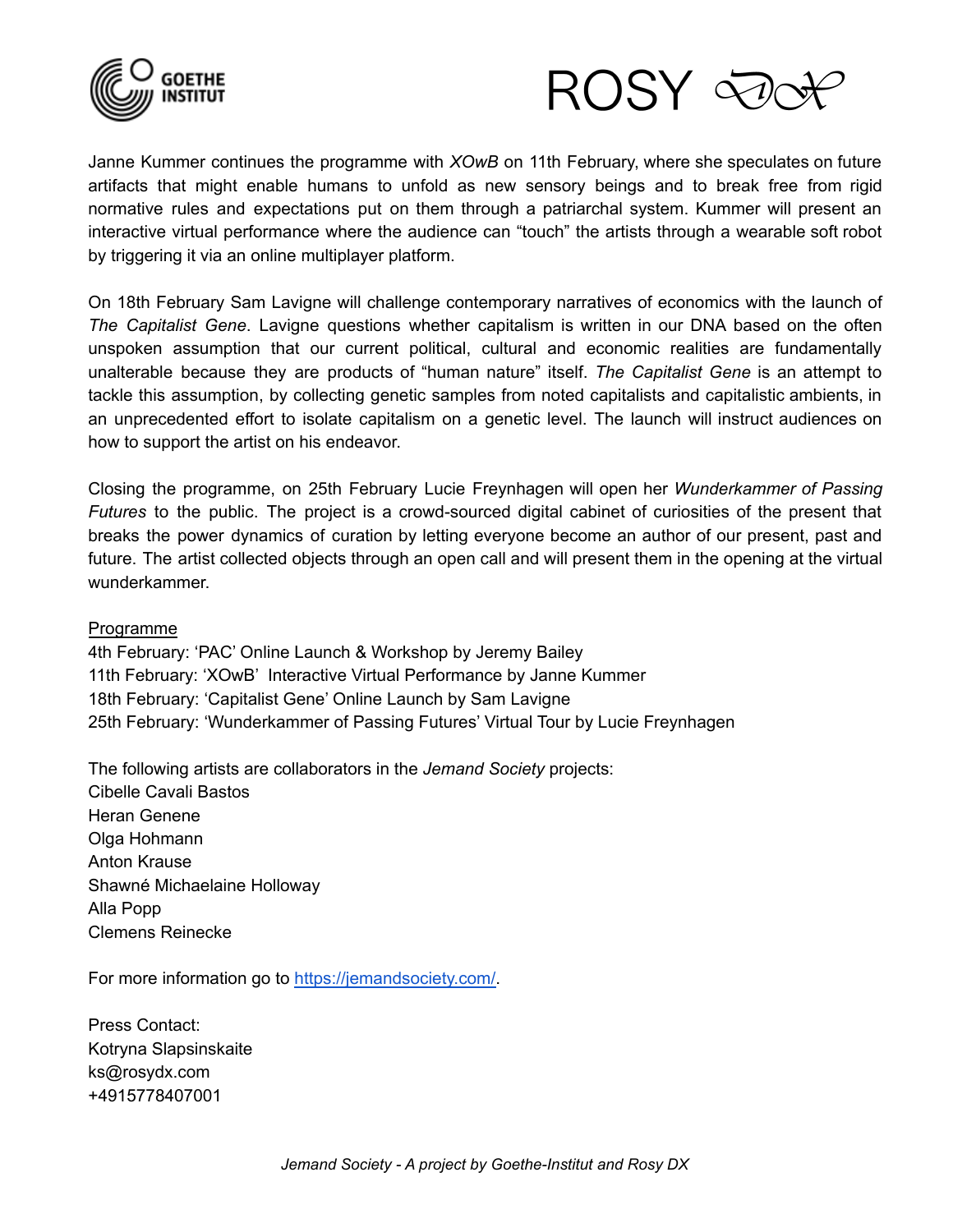Janne Kummer continues the programme with *XOwB* on 11th February, where she speculates on future artifacts that might enable humans to unfold as new sensory beings and to break free from rigid normative rules and expectations put on them through a patriarchal system. Kummer will present an interactive virtual performance where the audience can "touch" the artists through a wearable soft robot by triggering it via an online multiplayer platform.

On 18th February Sam Lavigne will challenge contemporary narratives of economics with the launch of *The Capitalist Gene*. Lavigne questions whether capitalism is written in our DNA based on the often unspoken assumption that our current political, cultural and economic realities are fundamentally unalterable because they are products of "human nature" itself. *The Capitalist Gene* is an attempt to tackle this assumption, by collecting genetic samples from noted capitalists and capitalistic ambients, in an unprecedented effort to isolate capitalism on a genetic level. The launch will instruct audiences on how to support the artist on his endeavor.

Closing the programme, on 25th February Lucie Freynhagen will open her *Wunderkammer of Passing Futures* to the public. The project is a crowd-sourced digital cabinet of curiosities of the present that breaks the power dynamics of curation by letting everyone become an author of our present, past and future. The artist collected objects through an open call and will present them in the opening at the virtual wunderkammer.

Programme

4th February: 'PAC' Online Launch & Workshop by Jeremy Bailey
11th February: 'XOwB' Interactive Virtual Performance by Janne Kummer
18th February: 'Capitalist Gene' Online Launch by Sam Lavigne
25th February: 'Wunderkammer of Passing Futures' Virtual Tour by Lucie Freynhagen

The following artists are collaborators in the *Jemand Society* projects:
Cibelle Cavali Bastos
Heran Genene
Olga Hohmann
Anton Krause
Shawné Michaelaine Holloway
Alla Popp
Clemens Reinecke

For more information go to https://jemandsociety.com/.

Press Contact:
Kotryna Slapsinskaite
ks@rosydx.com
+4915778407001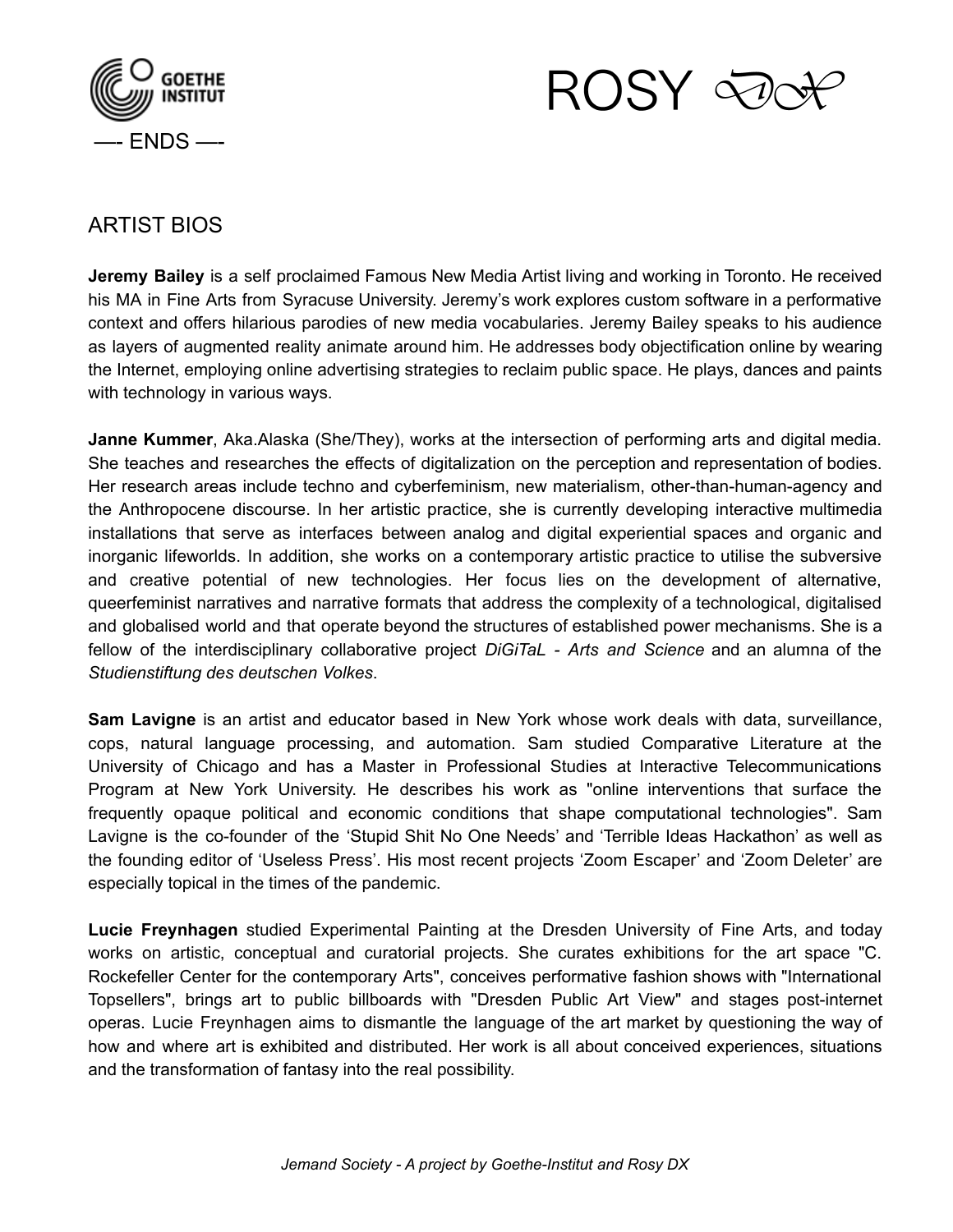—- ENDS —-

## ARTIST BIOS

**Jeremy Bailey** is a self proclaimed Famous New Media Artist living and working in Toronto. He received his MA in Fine Arts from Syracuse University. Jeremy's work explores custom software in a performative context and offers hilarious parodies of new media vocabularies. Jeremy Bailey speaks to his audience as layers of augmented reality animate around him. He addresses body objectification online by wearing the Internet, employing online advertising strategies to reclaim public space. He plays, dances and paints with technology in various ways.

**Janne Kummer**, Aka.Alaska (She/They), works at the intersection of performing arts and digital media. She teaches and researches the effects of digitalization on the perception and representation of bodies. Her research areas include techno and cyberfeminism, new materialism, other-than-human-agency and the Anthropocene discourse. In her artistic practice, she is currently developing interactive multimedia installations that serve as interfaces between analog and digital experiential spaces and organic and inorganic lifeworlds. In addition, she works on a contemporary artistic practice to utilise the subversive and creative potential of new technologies. Her focus lies on the development of alternative, queerfeminist narratives and narrative formats that address the complexity of a technological, digitalised and globalised world and that operate beyond the structures of established power mechanisms. She is a fellow of the interdisciplinary collaborative project *DiGiTaL - Arts and Science* and an alumna of the *Studienstiftung des deutschen Volkes*.

**Sam Lavigne** is an artist and educator based in New York whose work deals with data, surveillance, cops, natural language processing, and automation. Sam studied Comparative Literature at the University of Chicago and has a Master in Professional Studies at Interactive Telecommunications Program at New York University. He describes his work as "online interventions that surface the frequently opaque political and economic conditions that shape computational technologies". Sam Lavigne is the co-founder of the 'Stupid Shit No One Needs' and 'Terrible Ideas Hackathon' as well as the founding editor of 'Useless Press'. His most recent projects 'Zoom Escaper' and 'Zoom Deleter' are especially topical in the times of the pandemic.

**Lucie Freynhagen** studied Experimental Painting at the Dresden University of Fine Arts, and today works on artistic, conceptual and curatorial projects. She curates exhibitions for the art space "C. Rockefeller Center for the contemporary Arts", conceives performative fashion shows with "International Topsellers", brings art to public billboards with "Dresden Public Art View" and stages post-internet operas. Lucie Freynhagen aims to dismantle the language of the art market by questioning the way of how and where art is exhibited and distributed. Her work is all about conceived experiences, situations and the transformation of fantasy into the real possibility.